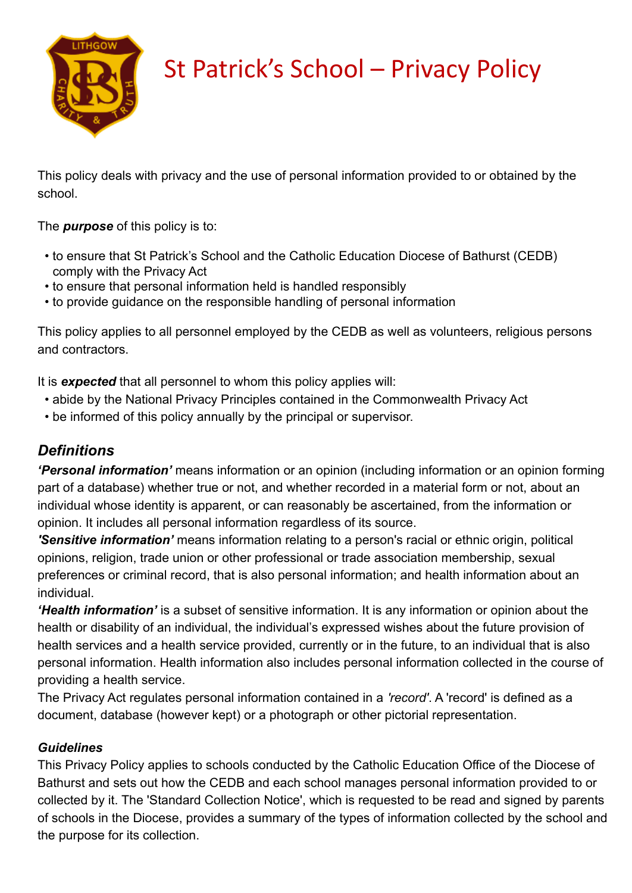# St Patrick's School – Privacy Policy

This policy deals with privacy and the use of personal information provided to or obtained by the school.

The ***purpose*** of this policy is to:

- to ensure that St Patrick's School and the Catholic Education Diocese of Bathurst (CEDB) comply with the Privacy Act
- to ensure that personal information held is handled responsibly
- to provide guidance on the responsible handling of personal information

This policy applies to all personnel employed by the CEDB as well as volunteers, religious persons and contractors.

It is ***expected*** that all personnel to whom this policy applies will:

- abide by the National Privacy Principles contained in the Commonwealth Privacy Act
- be informed of this policy annually by the principal or supervisor.

## *Definitions*

***'Personal information'*** means information or an opinion (including information or an opinion forming part of a database) whether true or not, and whether recorded in a material form or not, about an individual whose identity is apparent, or can reasonably be ascertained, from the information or opinion. It includes all personal information regardless of its source.

***'Sensitive information'*** means information relating to a person's racial or ethnic origin, political opinions, religion, trade union or other professional or trade association membership, sexual preferences or criminal record, that is also personal information; and health information about an individual.

***'Health information'*** is a subset of sensitive information. It is any information or opinion about the health or disability of an individual, the individual's expressed wishes about the future provision of health services and a health service provided, currently or in the future, to an individual that is also personal information. Health information also includes personal information collected in the course of providing a health service.

The Privacy Act regulates personal information contained in a *'record'*. A 'record' is defined as a document, database (however kept) or a photograph or other pictorial representation.

### *Guidelines*

This Privacy Policy applies to schools conducted by the Catholic Education Office of the Diocese of Bathurst and sets out how the CEDB and each school manages personal information provided to or collected by it. The 'Standard Collection Notice', which is requested to be read and signed by parents of schools in the Diocese, provides a summary of the types of information collected by the school and the purpose for its collection.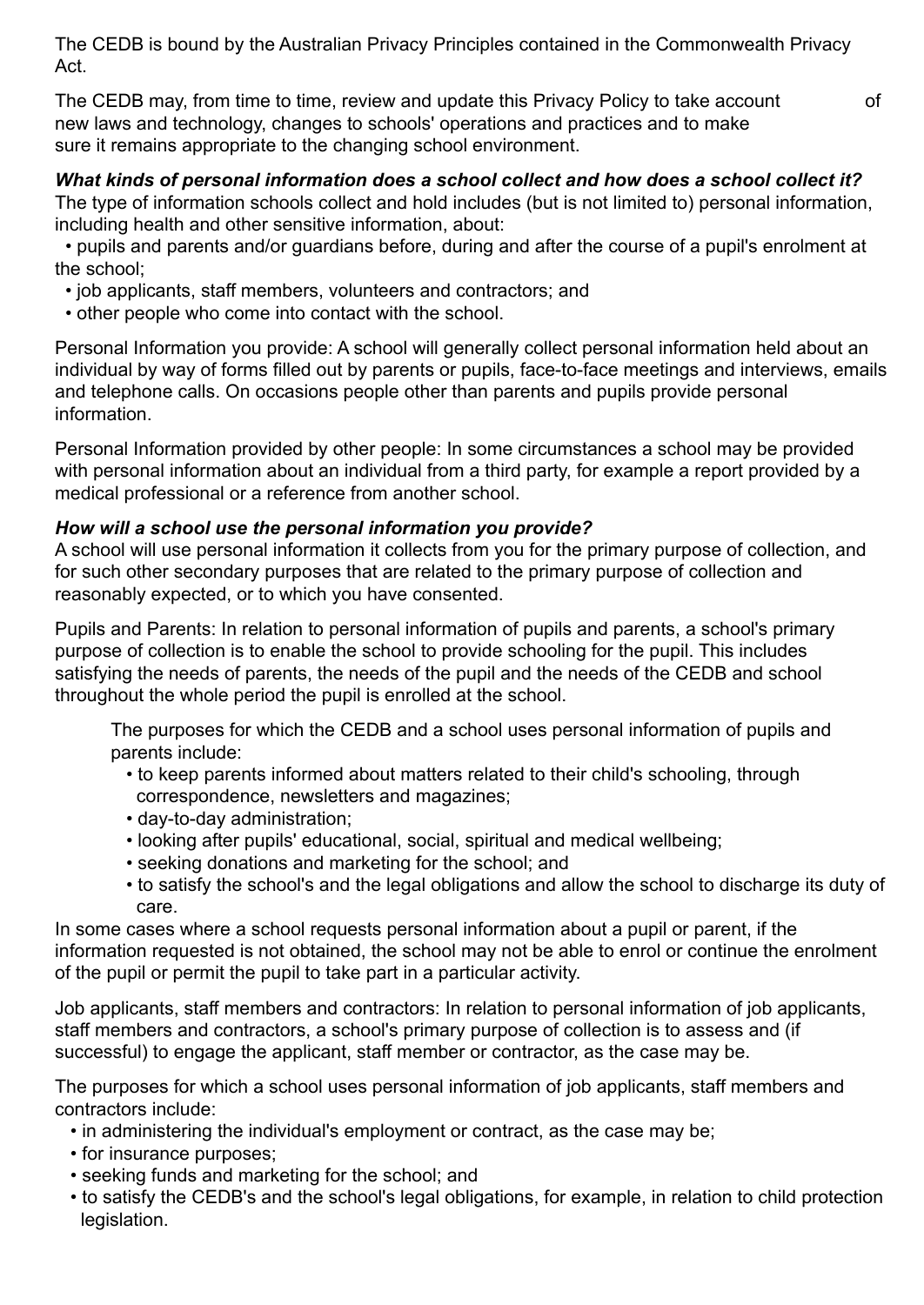The CEDB is bound by the Australian Privacy Principles contained in the Commonwealth Privacy Act.

The CEDB may, from time to time, review and update this Privacy Policy to take account of new laws and technology, changes to schools' operations and practices and to make sure it remains appropriate to the changing school environment.

***What kinds of personal information does a school collect and how does a school collect it?***

The type of information schools collect and hold includes (but is not limited to) personal information, including health and other sensitive information, about:

- pupils and parents and/or guardians before, during and after the course of a pupil's enrolment at the school;
- job applicants, staff members, volunteers and contractors; and
- other people who come into contact with the school.

Personal Information you provide: A school will generally collect personal information held about an individual by way of forms filled out by parents or pupils, face-to-face meetings and interviews, emails and telephone calls. On occasions people other than parents and pupils provide personal information.

Personal Information provided by other people: In some circumstances a school may be provided with personal information about an individual from a third party, for example a report provided by a medical professional or a reference from another school.

***How will a school use the personal information you provide?***

A school will use personal information it collects from you for the primary purpose of collection, and for such other secondary purposes that are related to the primary purpose of collection and reasonably expected, or to which you have consented.

Pupils and Parents: In relation to personal information of pupils and parents, a school's primary purpose of collection is to enable the school to provide schooling for the pupil. This includes satisfying the needs of parents, the needs of the pupil and the needs of the CEDB and school throughout the whole period the pupil is enrolled at the school.

The purposes for which the CEDB and a school uses personal information of pupils and parents include:

- to keep parents informed about matters related to their child's schooling, through correspondence, newsletters and magazines;
- day-to-day administration;
- looking after pupils' educational, social, spiritual and medical wellbeing;
- seeking donations and marketing for the school; and
- to satisfy the school's and the legal obligations and allow the school to discharge its duty of care.

In some cases where a school requests personal information about a pupil or parent, if the information requested is not obtained, the school may not be able to enrol or continue the enrolment of the pupil or permit the pupil to take part in a particular activity.

Job applicants, staff members and contractors: In relation to personal information of job applicants, staff members and contractors, a school's primary purpose of collection is to assess and (if successful) to engage the applicant, staff member or contractor, as the case may be.

The purposes for which a school uses personal information of job applicants, staff members and contractors include:

- in administering the individual's employment or contract, as the case may be;
- for insurance purposes;
- seeking funds and marketing for the school; and
- to satisfy the CEDB's and the school's legal obligations, for example, in relation to child protection legislation.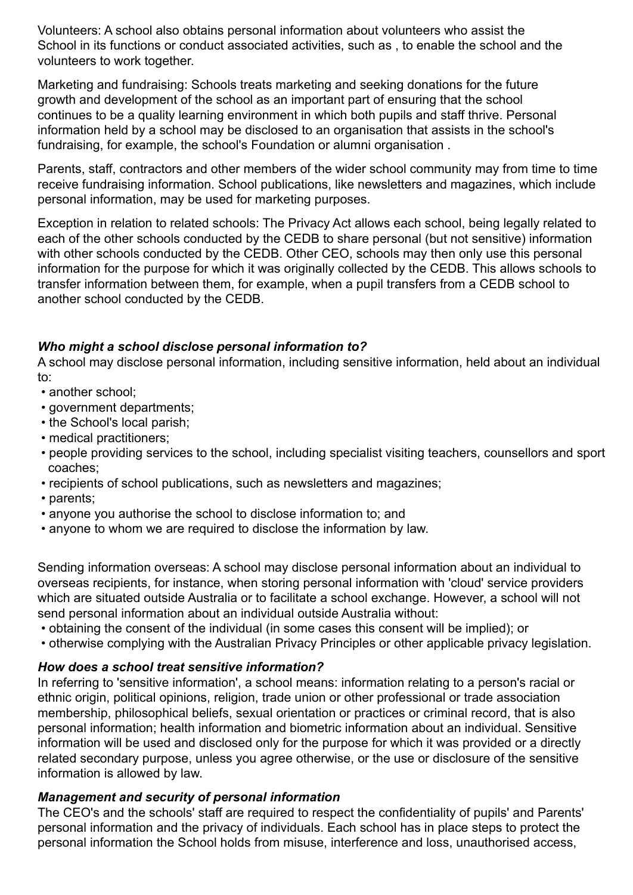Volunteers: A school also obtains personal information about volunteers who assist the School in its functions or conduct associated activities, such as , to enable the school and the volunteers to work together.

Marketing and fundraising: Schools treats marketing and seeking donations for the future growth and development of the school as an important part of ensuring that the school continues to be a quality learning environment in which both pupils and staff thrive. Personal information held by a school may be disclosed to an organisation that assists in the school's fundraising, for example, the school's Foundation or alumni organisation .

Parents, staff, contractors and other members of the wider school community may from time to time receive fundraising information. School publications, like newsletters and magazines, which include personal information, may be used for marketing purposes.

Exception in relation to related schools: The Privacy Act allows each school, being legally related to each of the other schools conducted by the CEDB to share personal (but not sensitive) information with other schools conducted by the CEDB. Other CEO, schools may then only use this personal information for the purpose for which it was originally collected by the CEDB. This allows schools to transfer information between them, for example, when a pupil transfers from a CEDB school to another school conducted by the CEDB.

### *Who might a school disclose personal information to?*

A school may disclose personal information, including sensitive information, held about an individual to:

- another school;
- government departments;
- the School's local parish;
- medical practitioners;
- people providing services to the school, including specialist visiting teachers, counsellors and sport coaches;
- recipients of school publications, such as newsletters and magazines;
- parents;
- anyone you authorise the school to disclose information to; and
- anyone to whom we are required to disclose the information by law.

Sending information overseas: A school may disclose personal information about an individual to overseas recipients, for instance, when storing personal information with 'cloud' service providers which are situated outside Australia or to facilitate a school exchange. However, a school will not send personal information about an individual outside Australia without:

- obtaining the consent of the individual (in some cases this consent will be implied); or
- otherwise complying with the Australian Privacy Principles or other applicable privacy legislation.

### *How does a school treat sensitive information?*

In referring to 'sensitive information', a school means: information relating to a person's racial or ethnic origin, political opinions, religion, trade union or other professional or trade association membership, philosophical beliefs, sexual orientation or practices or criminal record, that is also personal information; health information and biometric information about an individual. Sensitive information will be used and disclosed only for the purpose for which it was provided or a directly related secondary purpose, unless you agree otherwise, or the use or disclosure of the sensitive information is allowed by law.

### *Management and security of personal information*

The CEO's and the schools' staff are required to respect the confidentiality of pupils' and Parents' personal information and the privacy of individuals. Each school has in place steps to protect the personal information the School holds from misuse, interference and loss, unauthorised access,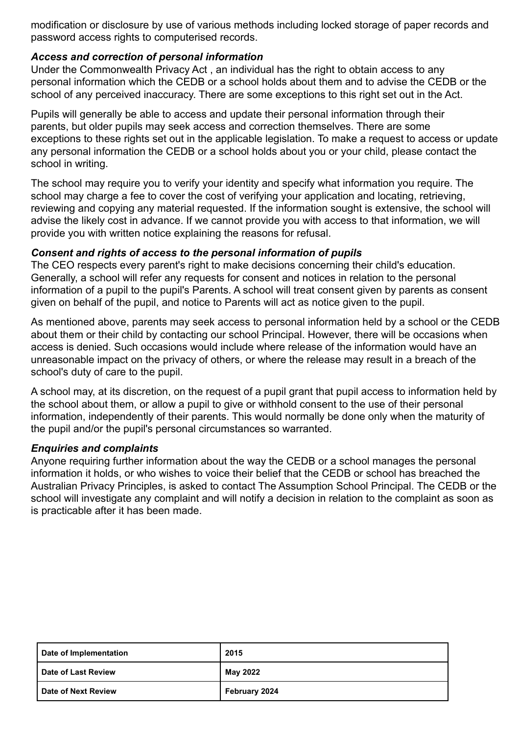modification or disclosure by use of various methods including locked storage of paper records and password access rights to computerised records.

***Access and correction of personal information***

Under the Commonwealth Privacy Act , an individual has the right to obtain access to any personal information which the CEDB or a school holds about them and to advise the CEDB or the school of any perceived inaccuracy. There are some exceptions to this right set out in the Act.

Pupils will generally be able to access and update their personal information through their parents, but older pupils may seek access and correction themselves. There are some exceptions to these rights set out in the applicable legislation. To make a request to access or update any personal information the CEDB or a school holds about you or your child, please contact the school in writing.

The school may require you to verify your identity and specify what information you require. The school may charge a fee to cover the cost of verifying your application and locating, retrieving, reviewing and copying any material requested. If the information sought is extensive, the school will advise the likely cost in advance. If we cannot provide you with access to that information, we will provide you with written notice explaining the reasons for refusal.

***Consent and rights of access to the personal information of pupils***

The CEO respects every parent's right to make decisions concerning their child's education. Generally, a school will refer any requests for consent and notices in relation to the personal information of a pupil to the pupil's Parents. A school will treat consent given by parents as consent given on behalf of the pupil, and notice to Parents will act as notice given to the pupil.

As mentioned above, parents may seek access to personal information held by a school or the CEDB about them or their child by contacting our school Principal. However, there will be occasions when access is denied. Such occasions would include where release of the information would have an unreasonable impact on the privacy of others, or where the release may result in a breach of the school's duty of care to the pupil.

A school may, at its discretion, on the request of a pupil grant that pupil access to information held by the school about them, or allow a pupil to give or withhold consent to the use of their personal information, independently of their parents. This would normally be done only when the maturity of the pupil and/or the pupil's personal circumstances so warranted.

***Enquiries and complaints***

Anyone requiring further information about the way the CEDB or a school manages the personal information it holds, or who wishes to voice their belief that the CEDB or school has breached the Australian Privacy Principles, is asked to contact The Assumption School Principal. The CEDB or the school will investigate any complaint and will notify a decision in relation to the complaint as soon as is practicable after it has been made.

| | |
|---|---|
| **Date of Implementation** | **2015** |
| **Date of Last Review** | **May 2022** |
| **Date of Next Review** | **February 2024** |